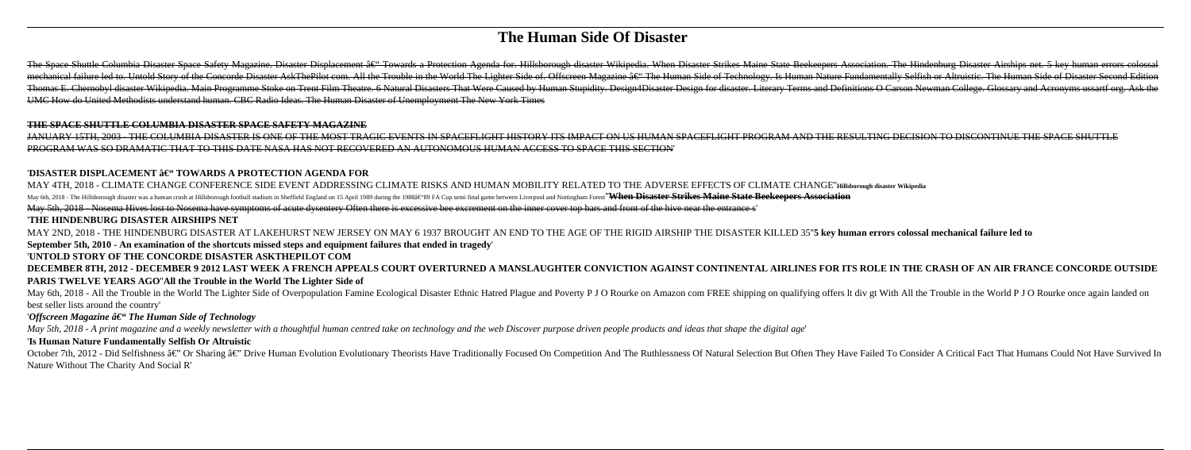# The Human Side Of Disaster

The Space Shuttle Columbia Disaster Space Safety Magazine. Disaster Displacement â€" Towards a Protection Agenda for. Hillsborough disaster Wikipedia. When Disaster Strikes Maine State Beekeepers Association. The Hindenburg Disaster Airships net. 5 key human errors colossal mechanical failure led to. Untold Story of the Concorde Disaster AskThePilot com. All the Trouble in the World The Lighter Side of. Offscreen Magazine â€" The Human Side of Technology. Is Human Nature Fundamentally Selfish or Altruistic. The Human Side of Disaster Second Edition Thomas E. Chernobyl disaster Wikipedia. Main Programme Stoke on Trent Film Theatre. 6 Natural Disasters That Were Caused by Human Stupidity. Design4Disaster Design for disaster. Literary Terms and Definitions O Carson Newman College. Glossary and Acronyms ussartf org. Ask the UMC How do United Methodists understand human. CBC Radio Ideas. The Human Disaster of Unemployment The New York Times

**THE SPACE SHUTTLE COLUMBIA DISASTER SPACE SAFETY MAGAZINE**

JANUARY 15TH, 2003 - THE COLUMBIA DISASTER IS ONE OF THE MOST TRAGIC EVENTS IN SPACEFLIGHT HISTORY ITS IMPACT ON US HUMAN SPACEFLIGHT PROGRAM AND THE RESULTING DECISION TO DISCONTINUE THE SPACE SHUTTLE PROGRAM WAS SO DRAMATIC THAT TO THIS DATE NASA HAS NOT RECOVERED AN AUTONOMOUS HUMAN ACCESS TO SPACE THIS SECTION'

**'DISASTER DISPLACEMENT â€" TOWARDS A PROTECTION AGENDA FOR**

MAY 4TH, 2018 - CLIMATE CHANGE CONFERENCE SIDE EVENT ADDRESSING CLIMATE RISKS AND HUMAN MOBILITY RELATED TO THE ADVERSE EFFECTS OF CLIMATE CHANGE''**Hillsborough disaster Wikipedia**

May 6th, 2018 - The Hillsborough disaster was a human crush at Hillsborough football stadium in Sheffield England on 15 April 1989 during the 1988â€"89 FA Cup semi final game between Liverpool and Nottingham Forest''**When Disaster Strikes Maine State Beekeepers Association**

May 5th, 2018 - Nosema Hives lost to Nosema have symptoms of acute dysentery Often there is excessive bee excrement on the inner cover top bars and front of the hive near the entrance s'

**'THE HINDENBURG DISASTER AIRSHIPS NET**

MAY 2ND, 2018 - THE HINDENBURG DISASTER AT LAKEHURST NEW JERSEY ON MAY 6 1937 BROUGHT AN END TO THE AGE OF THE RIGID AIRSHIP THE DISASTER KILLED 35''**5 key human errors colossal mechanical failure led to**

**September 5th, 2010 - An examination of the shortcuts missed steps and equipment failures that ended in tragedy'**

**'UNTOLD STORY OF THE CONCORDE DISASTER ASKTHEPILOT COM**

**DECEMBER 8TH, 2012 - DECEMBER 9 2012 LAST WEEK A FRENCH APPEALS COURT OVERTURNED A MANSLAUGHTER CONVICTION AGAINST CONTINENTAL AIRLINES FOR ITS ROLE IN THE CRASH OF AN AIR FRANCE CONCORDE OUTSIDE PARIS TWELVE YEARS AGO''All the Trouble in the World The Lighter Side of**

May 6th, 2018 - All the Trouble in the World The Lighter Side of Overpopulation Famine Ecological Disaster Ethnic Hatred Plague and Poverty P J O Rourke on Amazon com FREE shipping on qualifying offers lt div gt With All the Trouble in the World P J O Rourke once again landed on best seller lists around the country'

***'Offscreen Magazine â€" The Human Side of Technology***

*May 5th, 2018 - A print magazine and a weekly newsletter with a thoughtful human centred take on technology and the web Discover purpose driven people products and ideas that shape the digital age'*

**'Is Human Nature Fundamentally Selfish Or Altruistic**

October 7th, 2012 - Did Selfishness â€" Or Sharing â€" Drive Human Evolution Evolutionary Theorists Have Traditionally Focused On Competition And The Ruthlessness Of Natural Selection But Often They Have Failed To Consider A Critical Fact That Humans Could Not Have Survived In Nature Without The Charity And Social R'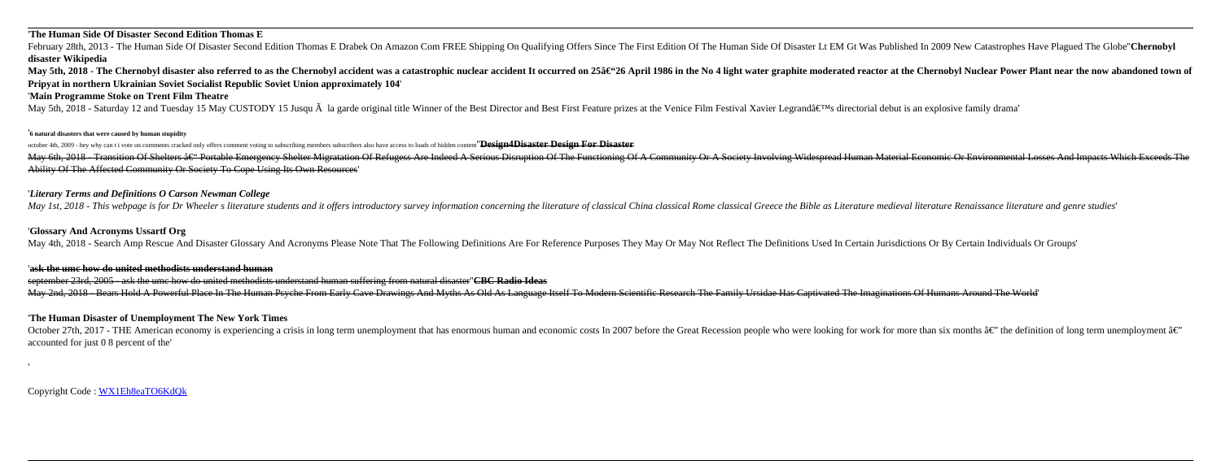'**The Human Side Of Disaster Second Edition Thomas E**

February 28th, 2013 - The Human Side Of Disaster Second Edition Thomas E Drabek On Amazon Com FREE Shipping On Qualifying Offers Since The First Edition Of The Human Side Of Disaster Lt EM Gt Was Published In 2009 New Catastrophes Have Plagued The Globe''**Chernobyl disaster Wikipedia**

**May 5th, 2018 - The Chernobyl disaster also referred to as the Chernobyl accident was a catastrophic nuclear accident It occurred on 25â€"26 April 1986 in the No 4 light water graphite moderated reactor at the Chernobyl Nuclear Power Plant near the now abandoned town of Pripyat in northern Ukrainian Soviet Socialist Republic Soviet Union approximately 104**'

'**Main Programme Stoke on Trent Film Theatre**

May 5th, 2018 - Saturday 12 and Tuesday 15 May CUSTODY 15 Jusqu Ã la garde original title Winner of the Best Director and Best First Feature prizes at the Venice Film Festival Xavier Legrandâ€™s directorial debut is an explosive family drama'

'**6 natural disasters that were caused by human stupidity**

october 4th, 2009 - hey why can t i vote on comments cracked only offers comment voting to subscribing members subscribers also have access to loads of hidden content''**Design4Disaster Design For Disaster**

May 6th, 2018 - Transition Of Shelters â€" Portable Emergency Shelter Migratation Of Refugess Are Indeed A Serious Disruption Of The Functioning Of A Community Or A Society Involving Widespread Human Material Economic Or Environmental Losses And Impacts Which Exceeds The Ability Of The Affected Community Or Society To Cope Using Its Own Resources'

'***Literary Terms and Definitions O Carson Newman College***

*May 1st, 2018 - This webpage is for Dr Wheeler s literature students and it offers introductory survey information concerning the literature of classical China classical Rome classical Greece the Bible as Literature medieval literature Renaissance literature and genre studies*'

'**Glossary And Acronyms Ussartf Org**

May 4th, 2018 - Search Amp Rescue And Disaster Glossary And Acronyms Please Note That The Following Definitions Are For Reference Purposes They May Or May Not Reflect The Definitions Used In Certain Jurisdictions Or By Certain Individuals Or Groups'

'**ask the umc how do united methodists understand human**

september 23rd, 2005 - ask the umc how do united methodists understand human suffering from natural disaster''**CBC Radio Ideas**

May 2nd, 2018 - Bears Hold A Powerful Place In The Human Psyche From Early Cave Drawings And Myths As Old As Language Itself To Modern Scientific Research The Family Ursidae Has Captivated The Imaginations Of Humans Around The World'

'**The Human Disaster of Unemployment The New York Times**

October 27th, 2017 - THE American economy is experiencing a crisis in long term unemployment that has enormous human and economic costs In 2007 before the Great Recession people who were looking for work for more than six months â€" the definition of long term unemployment â€" accounted for just 0 8 percent of the'

'

Copyright Code : WX1Eh8eaTO6KdQk